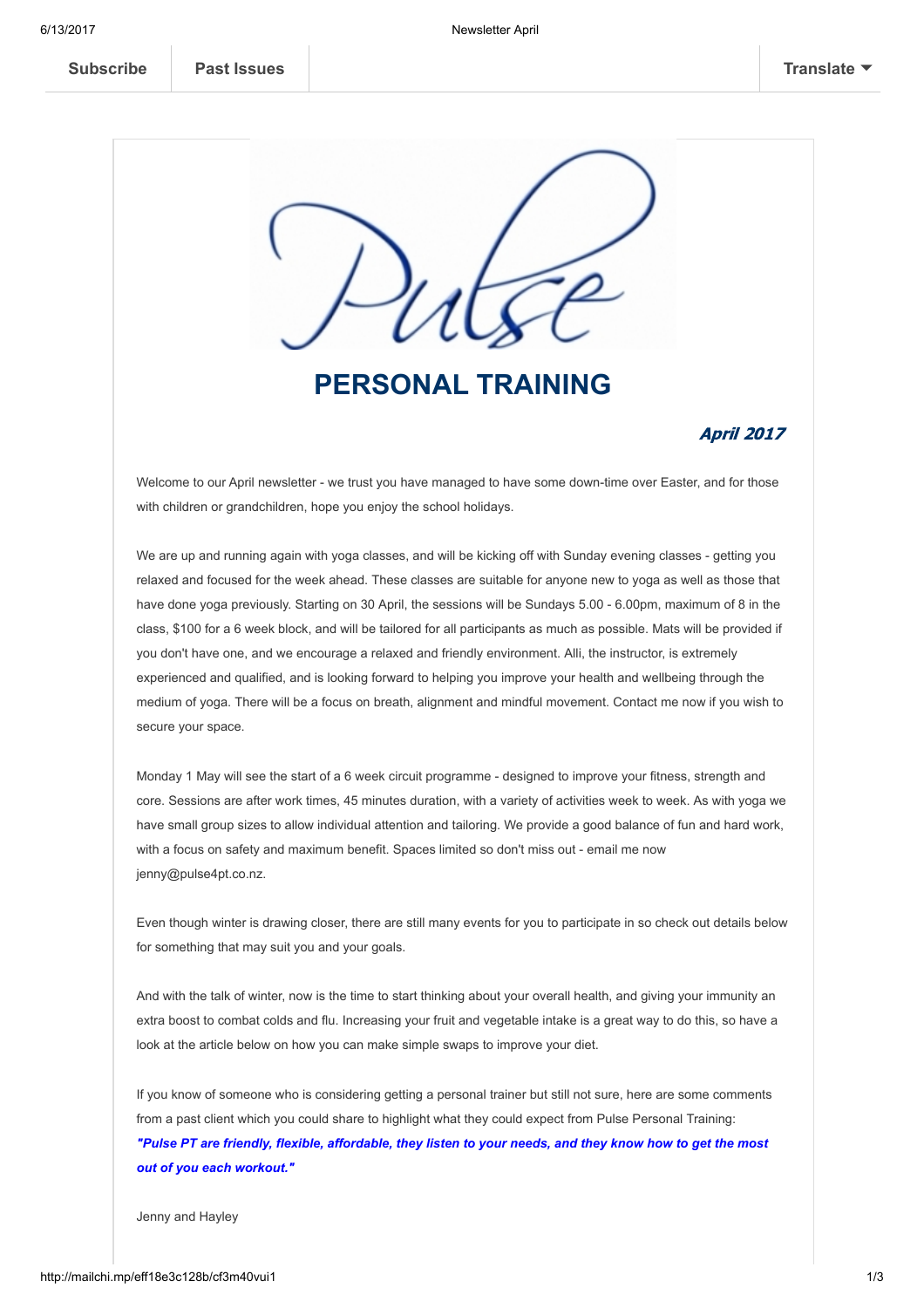Subscribe | Past Issues | Translate

Pulse

# PERSONAL TRAINING

***April 2017***

Welcome to our April newsletter - we trust you have managed to have some down-time over Easter, and for those with children or grandchildren, hope you enjoy the school holidays.

We are up and running again with yoga classes, and will be kicking off with Sunday evening classes - getting you relaxed and focused for the week ahead. These classes are suitable for anyone new to yoga as well as those that have done yoga previously. Starting on 30 April, the sessions will be Sundays 5.00 - 6.00pm, maximum of 8 in the class, $100 for a 6 week block, and will be tailored for all participants as much as possible. Mats will be provided if you don't have one, and we encourage a relaxed and friendly environment. Alli, the instructor, is extremely experienced and qualified, and is looking forward to helping you improve your health and wellbeing through the medium of yoga. There will be a focus on breath, alignment and mindful movement. Contact me now if you wish to secure your space.

Monday 1 May will see the start of a 6 week circuit programme - designed to improve your fitness, strength and core. Sessions are after work times, 45 minutes duration, with a variety of activities week to week. As with yoga we have small group sizes to allow individual attention and tailoring. We provide a good balance of fun and hard work, with a focus on safety and maximum benefit. Spaces limited so don't miss out - email me now jenny@pulse4pt.co.nz.

Even though winter is drawing closer, there are still many events for you to participate in so check out details below for something that may suit you and your goals.

And with the talk of winter, now is the time to start thinking about your overall health, and giving your immunity an extra boost to combat colds and flu. Increasing your fruit and vegetable intake is a great way to do this, so have a look at the article below on how you can make simple swaps to improve your diet.

If you know of someone who is considering getting a personal trainer but still not sure, here are some comments from a past client which you could share to highlight what they could expect from Pulse Personal Training:
***"Pulse PT are friendly, flexible, affordable, they listen to your needs, and they know how to get the most out of you each workout."***

Jenny and Hayley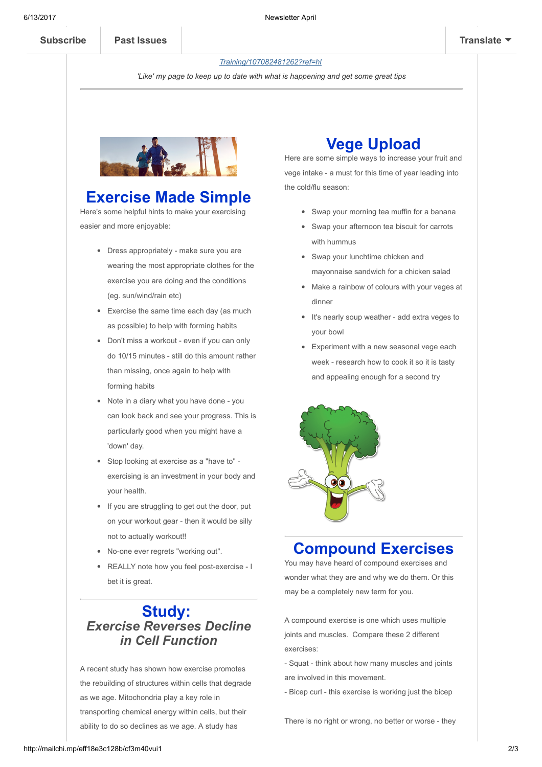Subscribe | Past Issues | Translate

Training/107082481262?ref=hl

*'Like' my page to keep up to date with what is happening and get some great tips*

---

# Exercise Made Simple

Here's some helpful hints to make your exercising easier and more enjoyable:

- Dress appropriately - make sure you are wearing the most appropriate clothes for the exercise you are doing and the conditions (eg. sun/wind/rain etc)
- Exercise the same time each day (as much as possible) to help with forming habits
- Don't miss a workout - even if you can only do 10/15 minutes - still do this amount rather than missing, once again to help with forming habits
- Note in a diary what you have done - you can look back and see your progress. This is particularly good when you might have a 'down' day.
- Stop looking at exercise as a "have to" - exercising is an investment in your body and your health.
- If you are struggling to get out the door, put on your workout gear - then it would be silly not to actually workout!!
- No-one ever regrets "working out".
- REALLY note how you feel post-exercise - I bet it is great.

---

# Study:

## *Exercise Reverses Decline in Cell Function*

A recent study has shown how exercise promotes the rebuilding of structures within cells that degrade as we age. Mitochondria play a key role in transporting chemical energy within cells, but their ability to do so declines as we age. A study has

# Vege Upload

Here are some simple ways to increase your fruit and vege intake - a must for this time of year leading into the cold/flu season:

- Swap your morning tea muffin for a banana
- Swap your afternoon tea biscuit for carrots with hummus
- Swap your lunchtime chicken and mayonnaise sandwich for a chicken salad
- Make a rainbow of colours with your veges at dinner
- It's nearly soup weather - add extra veges to your bowl
- Experiment with a new seasonal vege each week - research how to cook it so it is tasty and appealing enough for a second try

---

# Compound Exercises

You may have heard of compound exercises and wonder what they are and why we do them. Or this may be a completely new term for you.

A compound exercise is one which uses multiple joints and muscles. Compare these 2 different exercises:

- Squat - think about how many muscles and joints are involved in this movement.

- Bicep curl - this exercise is working just the bicep

There is no right or wrong, no better or worse - they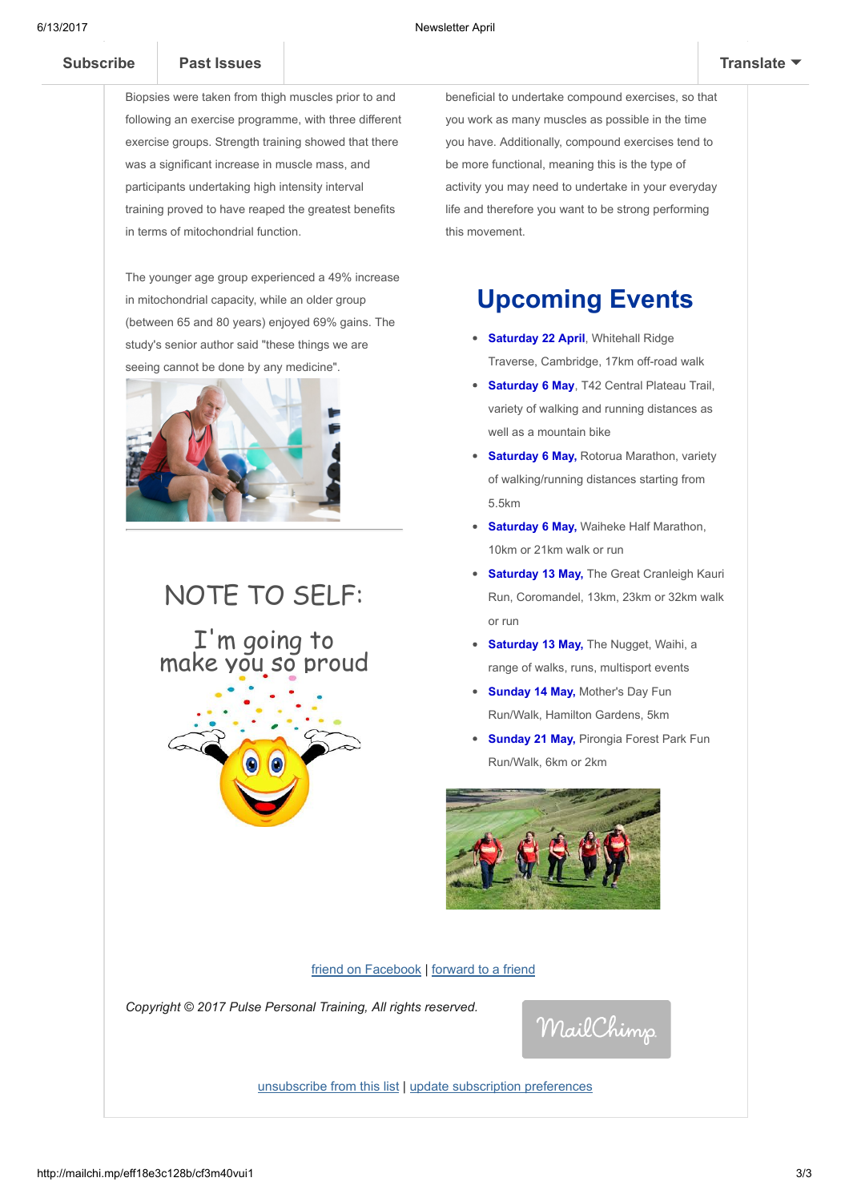Subscribe | Past Issues | Translate

Biopsies were taken from thigh muscles prior to and following an exercise programme, with three different exercise groups. Strength training showed that there was a significant increase in muscle mass, and participants undertaking high intensity interval training proved to have reaped the greatest benefits in terms of mitochondrial function.

The younger age group experienced a 49% increase in mitochondrial capacity, while an older group (between 65 and 80 years) enjoyed 69% gains. The study's senior author said "these things we are seeing cannot be done by any medicine".

NOTE TO SELF:

I'm going to make you so proud

beneficial to undertake compound exercises, so that you work as many muscles as possible in the time you have. Additionally, compound exercises tend to be more functional, meaning this is the type of activity you may need to undertake in your everyday life and therefore you want to be strong performing this movement.

# Upcoming Events

- **Saturday 22 April**, Whitehall Ridge Traverse, Cambridge, 17km off-road walk
- **Saturday 6 May**, T42 Central Plateau Trail, variety of walking and running distances as well as a mountain bike
- **Saturday 6 May,** Rotorua Marathon, variety of walking/running distances starting from 5.5km
- **Saturday 6 May,** Waiheke Half Marathon, 10km or 21km walk or run
- **Saturday 13 May,** The Great Cranleigh Kauri Run, Coromandel, 13km, 23km or 32km walk or run
- **Saturday 13 May,** The Nugget, Waihi, a range of walks, runs, multisport events
- **Sunday 14 May,** Mother's Day Fun Run/Walk, Hamilton Gardens, 5km
- **Sunday 21 May,** Pirongia Forest Park Fun Run/Walk, 6km or 2km

friend on Facebook | forward to a friend

*Copyright © 2017 Pulse Personal Training, All rights reserved.*

MailChimp

unsubscribe from this list | update subscription preferences